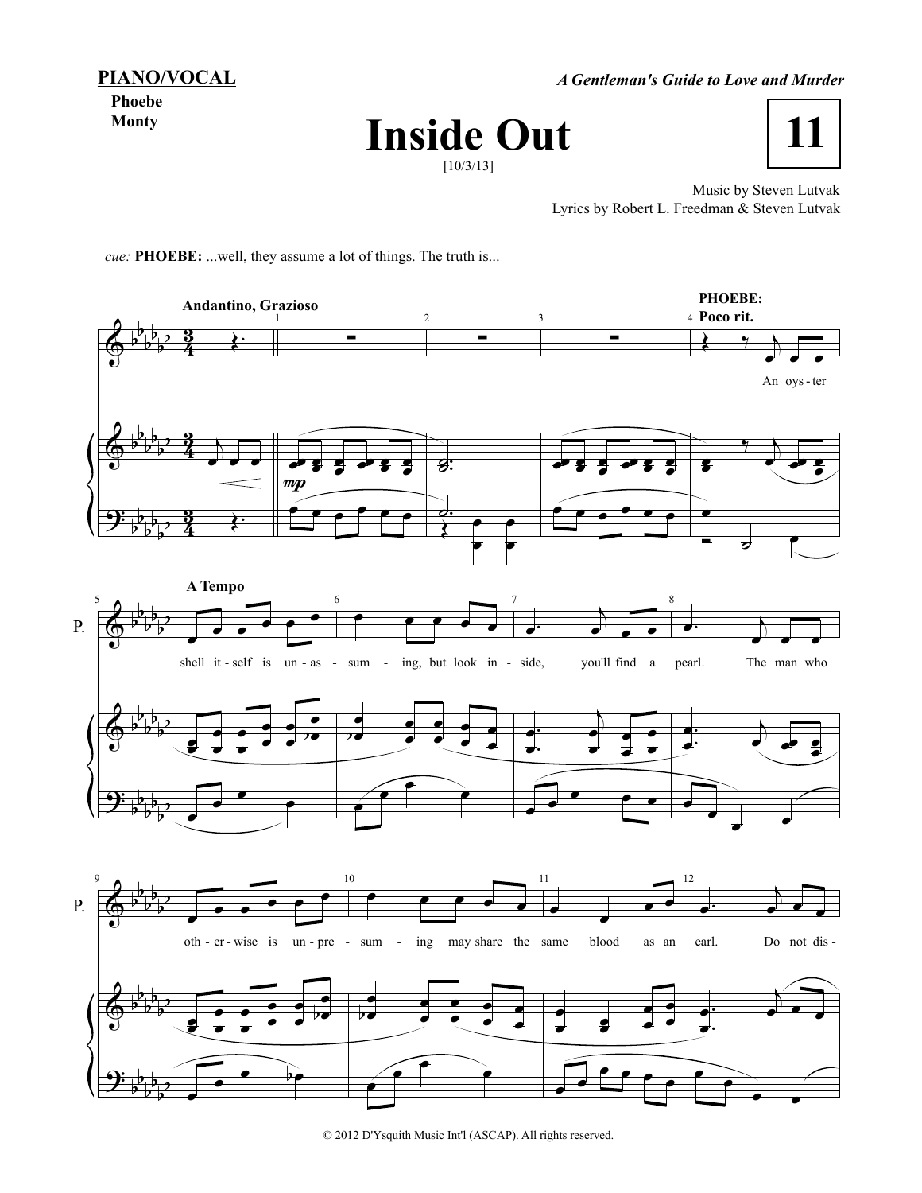**PIANO/VOCAL**

Phoebe
Monty

*A Gentleman's Guide to Love and Murder*

# Inside Out

[10/3/13]

**11**

Music by Steven Lutvak
Lyrics by Robert L. Freedman & Steven Lutvak

*cue:* **PHOEBE:** ...well, they assume a lot of things. The truth is...

**Andantino, Grazioso**

**PHOEBE:** **Poco rit.**

An oys - ter

**A Tempo**

shell it - self is un - as - sum - ing, but look in - side, you'll find a pearl. The man who

oth - er - wise is un - pre - sum - ing may share the same blood as an earl. Do not dis -

© 2012 D'Ysquith Music Int'l (ASCAP). All rights reserved.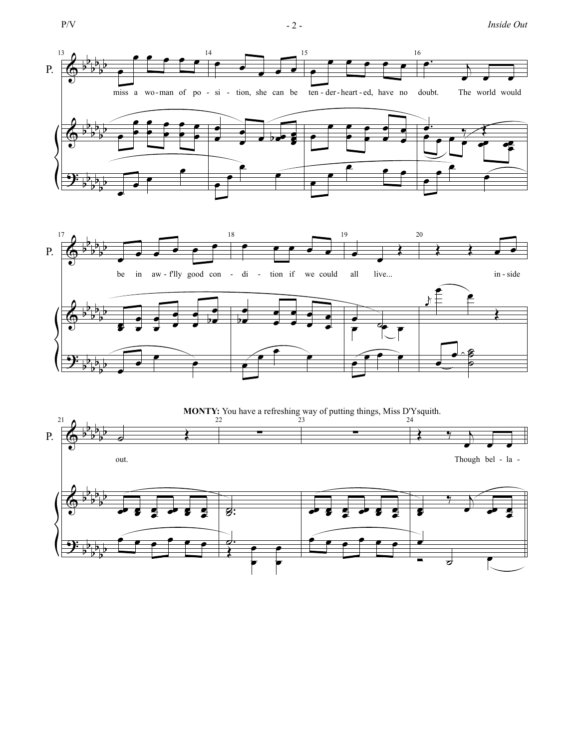**MONTY:** You have a refreshing way of putting things, Miss D'Ysquith.

miss a wo-man of po-si-tion, she can be ten-der-heart-ed, have no doubt. The world would be in aw-f'lly good con-di-tion if we could all live... in-side out. Though bel-la-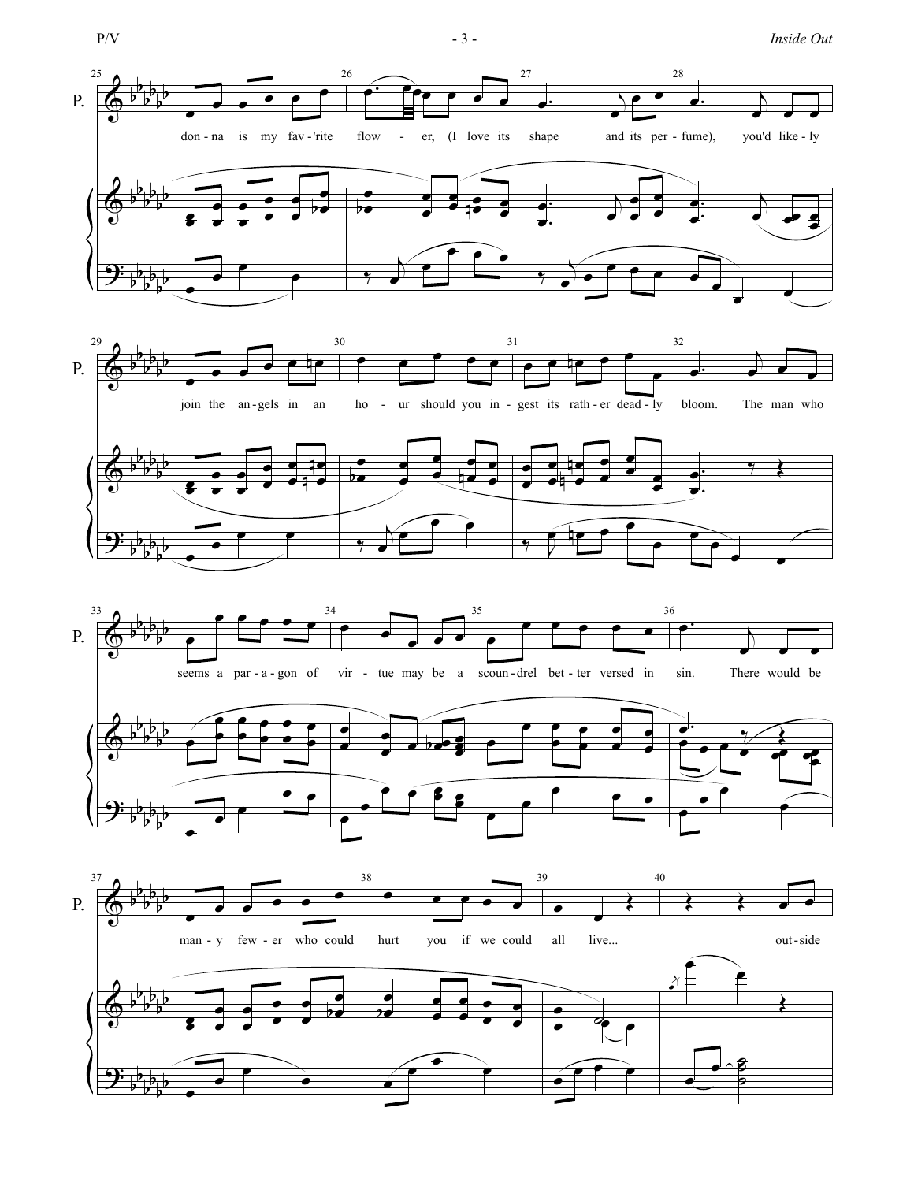don - na is my fav - 'rite flow - er, (I love its shape and its per - fume), you'd like - ly

join the an - gels in an ho - ur should you in - gest its rath - er dead - ly bloom. The man who

seems a par - a - gon of vir - tue may be a scoun - drel bet - ter versed in sin. There would be

man - y few - er who could hurt you if we could all live... out - side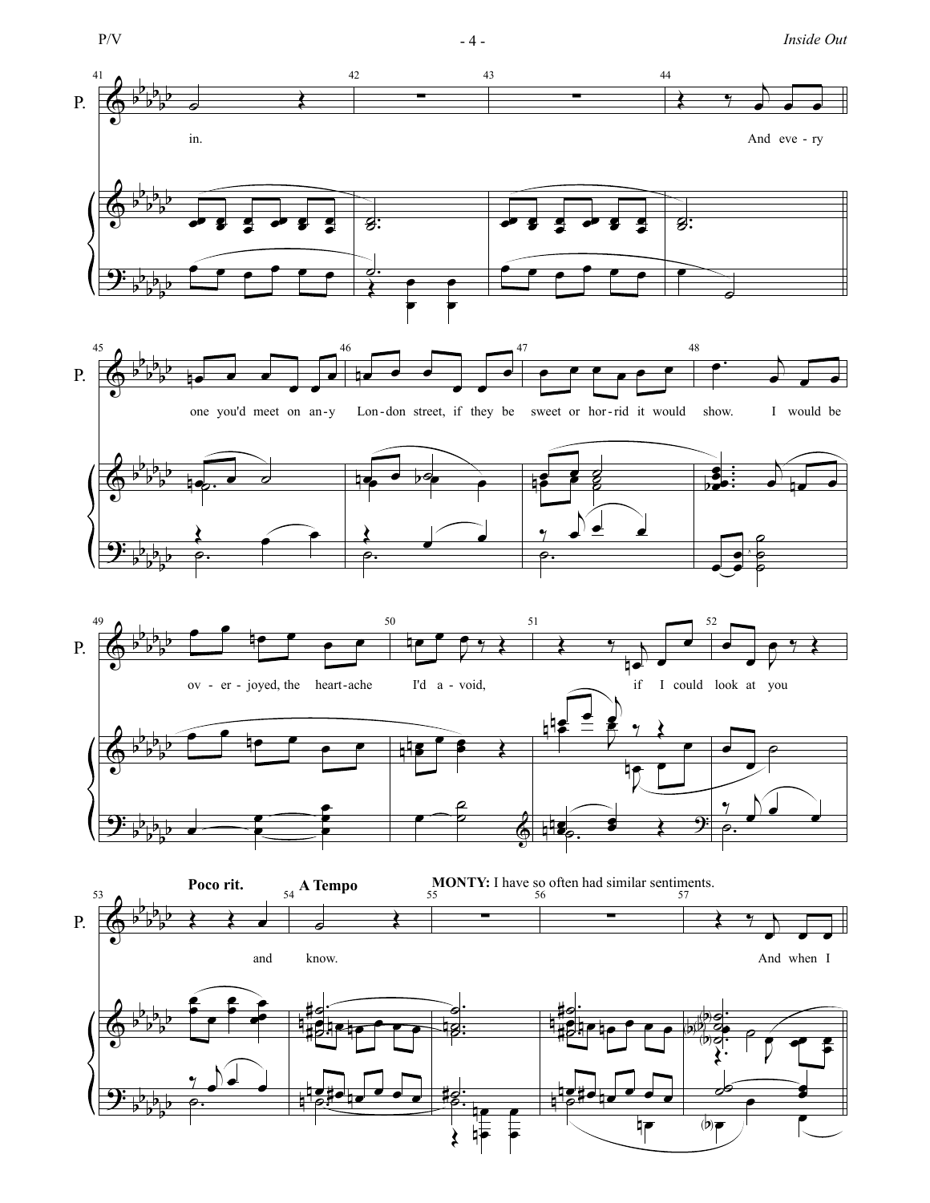**Poco rit.** **A Tempo**

**MONTY:** I have so often had similar sentiments.

in. And eve - ry one you'd meet on an - y Lon - don street, if they be sweet or hor - rid it would show. I would be ov - er - joyed, the heart - ache I'd a - void, if I could look at you and know. And when I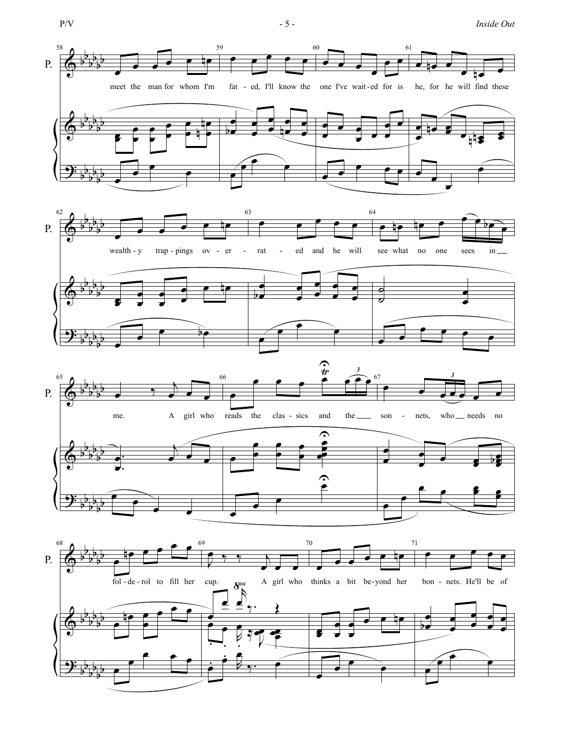meet the man for whom I'm fat - ed, I'll know the one I've wait - ed for is he, for he will find these

wealth - y trap - pings ov - er - rat - ed and he will see what no one sees in me.

A girl who reads the clas - sics and the son - nets, who needs no fol - de - rol to fill her cup.

A girl who thinks a bit be - yond her bon - nets. He'll be of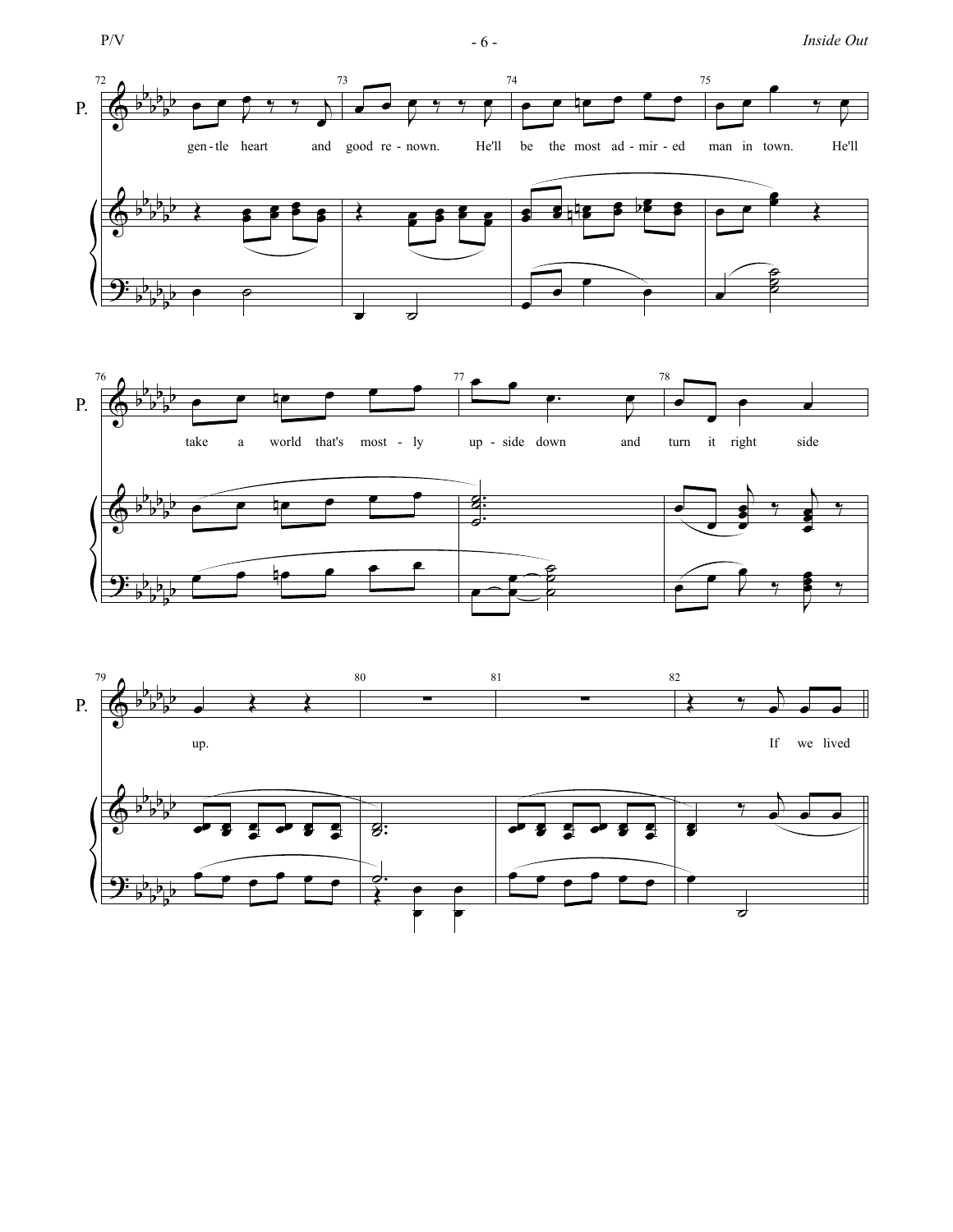gen-tle heart and good re-nown. He'll be the most ad-mir-ed man in town. He'll

take a world that's most-ly up-side down and turn it right side

up. If we lived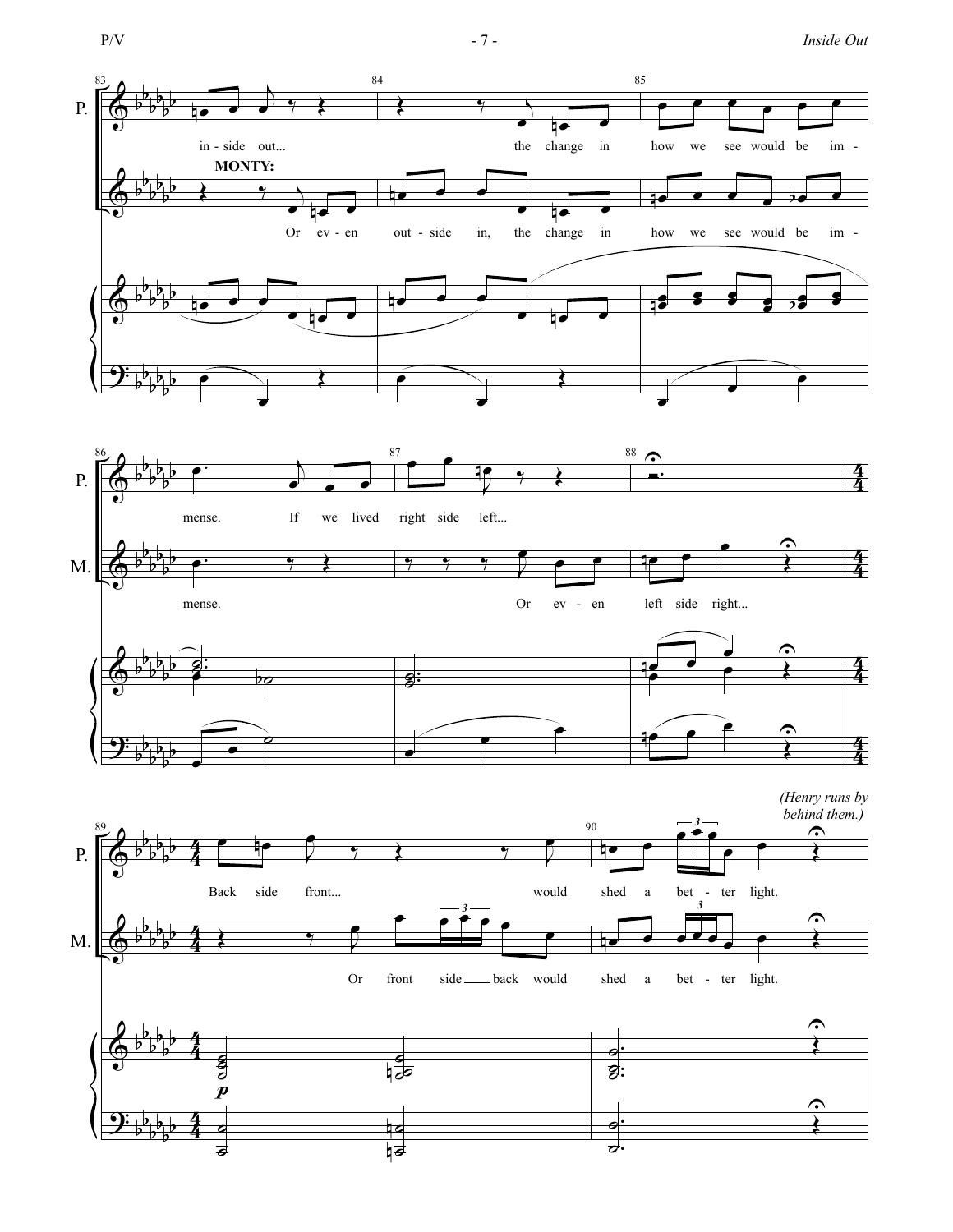P. in - side out... the change in how we see would be im - mense. If we lived right side left...

**MONTY:** Or ev - en out - side in, the change in how we see would be im - mense. Or ev - en left side right...

*(Henry runs by behind them.)*

P. Back side front... would shed a bet - ter light.

M. Or front side back would shed a bet - ter light.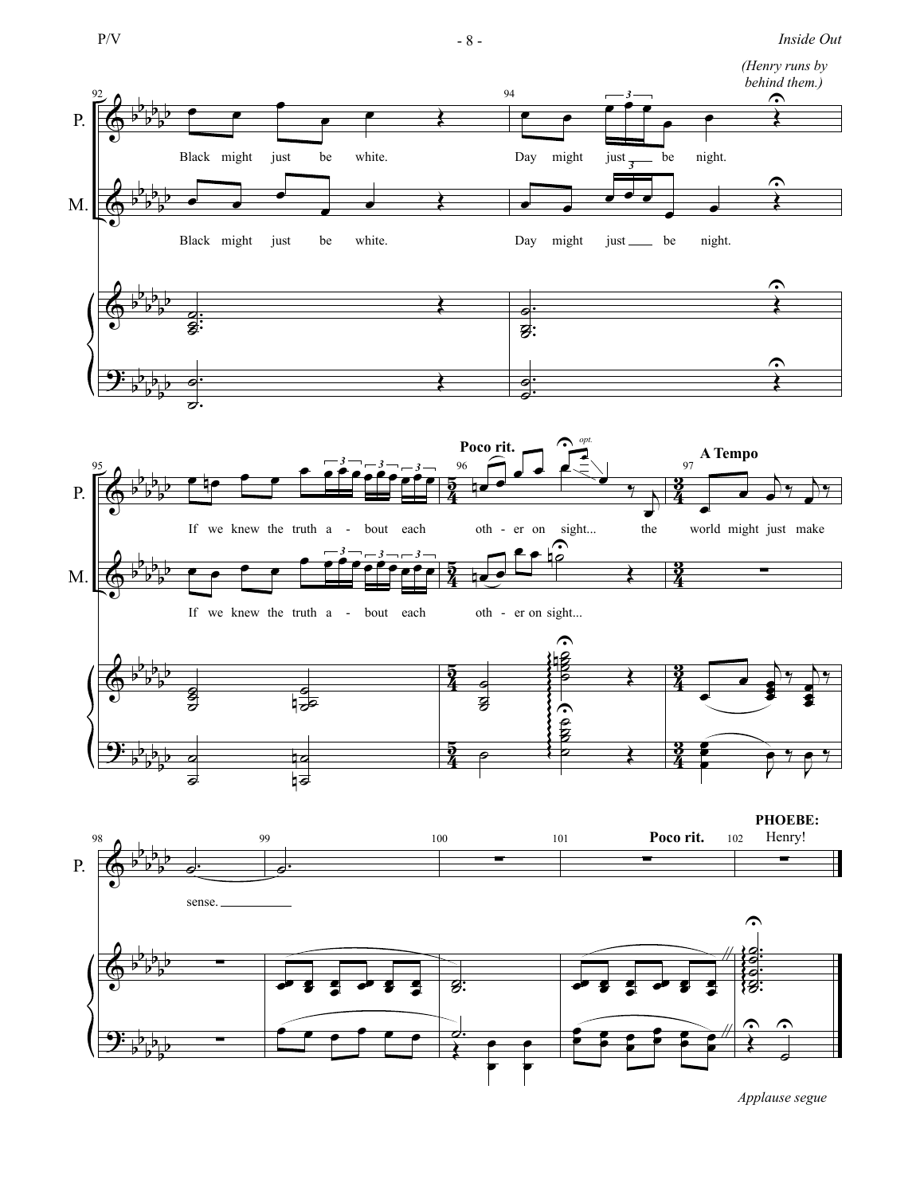(Henry runs by behind them.)

P. Black might just be white. Day might just be night.

M. Black might just be white. Day might just be night.

P. If we knew the truth a - bout each oth - er on sight... the world might just make sense.

M. If we knew the truth a - bout each oth - er on sight...

**Poco rit.**

*opt.*

**A Tempo**

**Poco rit.**

**PHOEBE:** Henry!

*Applause segue*